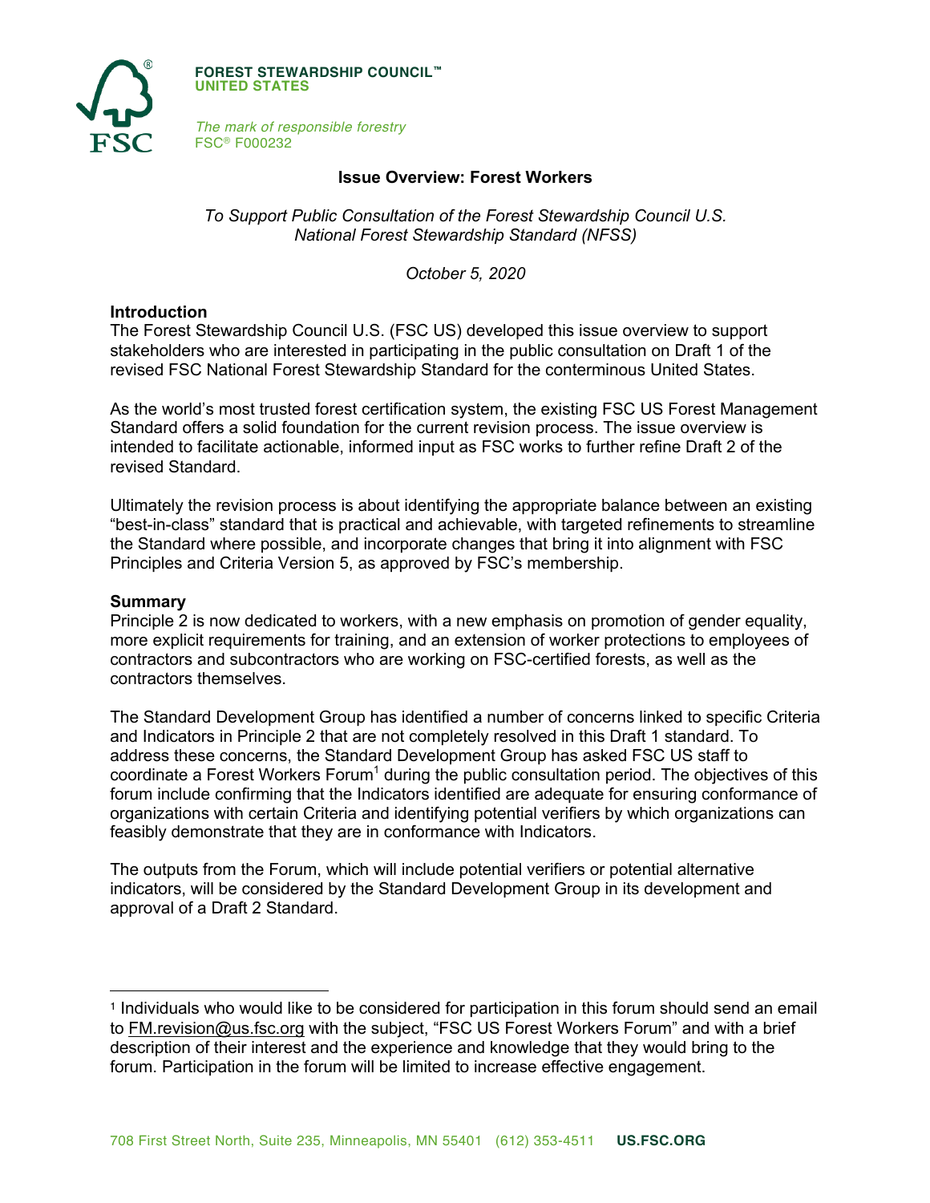**FOREST STEWARDSHIP COUNCIL™**
**UNITED STATES**

*The mark of responsible forestry*
FSC® F000232

# Issue Overview: Forest Workers

*To Support Public Consultation of the Forest Stewardship Council U.S. National Forest Stewardship Standard (NFSS)*

*October 5, 2020*

## Introduction

The Forest Stewardship Council U.S. (FSC US) developed this issue overview to support stakeholders who are interested in participating in the public consultation on Draft 1 of the revised FSC National Forest Stewardship Standard for the conterminous United States.

As the world's most trusted forest certification system, the existing FSC US Forest Management Standard offers a solid foundation for the current revision process. The issue overview is intended to facilitate actionable, informed input as FSC works to further refine Draft 2 of the revised Standard.

Ultimately the revision process is about identifying the appropriate balance between an existing "best-in-class" standard that is practical and achievable, with targeted refinements to streamline the Standard where possible, and incorporate changes that bring it into alignment with FSC Principles and Criteria Version 5, as approved by FSC's membership.

## Summary

Principle 2 is now dedicated to workers, with a new emphasis on promotion of gender equality, more explicit requirements for training, and an extension of worker protections to employees of contractors and subcontractors who are working on FSC-certified forests, as well as the contractors themselves.

The Standard Development Group has identified a number of concerns linked to specific Criteria and Indicators in Principle 2 that are not completely resolved in this Draft 1 standard. To address these concerns, the Standard Development Group has asked FSC US staff to coordinate a Forest Workers Forum[1] during the public consultation period. The objectives of this forum include confirming that the Indicators identified are adequate for ensuring conformance of organizations with certain Criteria and identifying potential verifiers by which organizations can feasibly demonstrate that they are in conformance with Indicators.

The outputs from the Forum, which will include potential verifiers or potential alternative indicators, will be considered by the Standard Development Group in its development and approval of a Draft 2 Standard.

---

[1] Individuals who would like to be considered for participation in this forum should send an email to FM.revision@us.fsc.org with the subject, "FSC US Forest Workers Forum" and with a brief description of their interest and the experience and knowledge that they would bring to the forum. Participation in the forum will be limited to increase effective engagement.

708 First Street North, Suite 235, Minneapolis, MN 55401 (612) 353-4511 **US.FSC.ORG**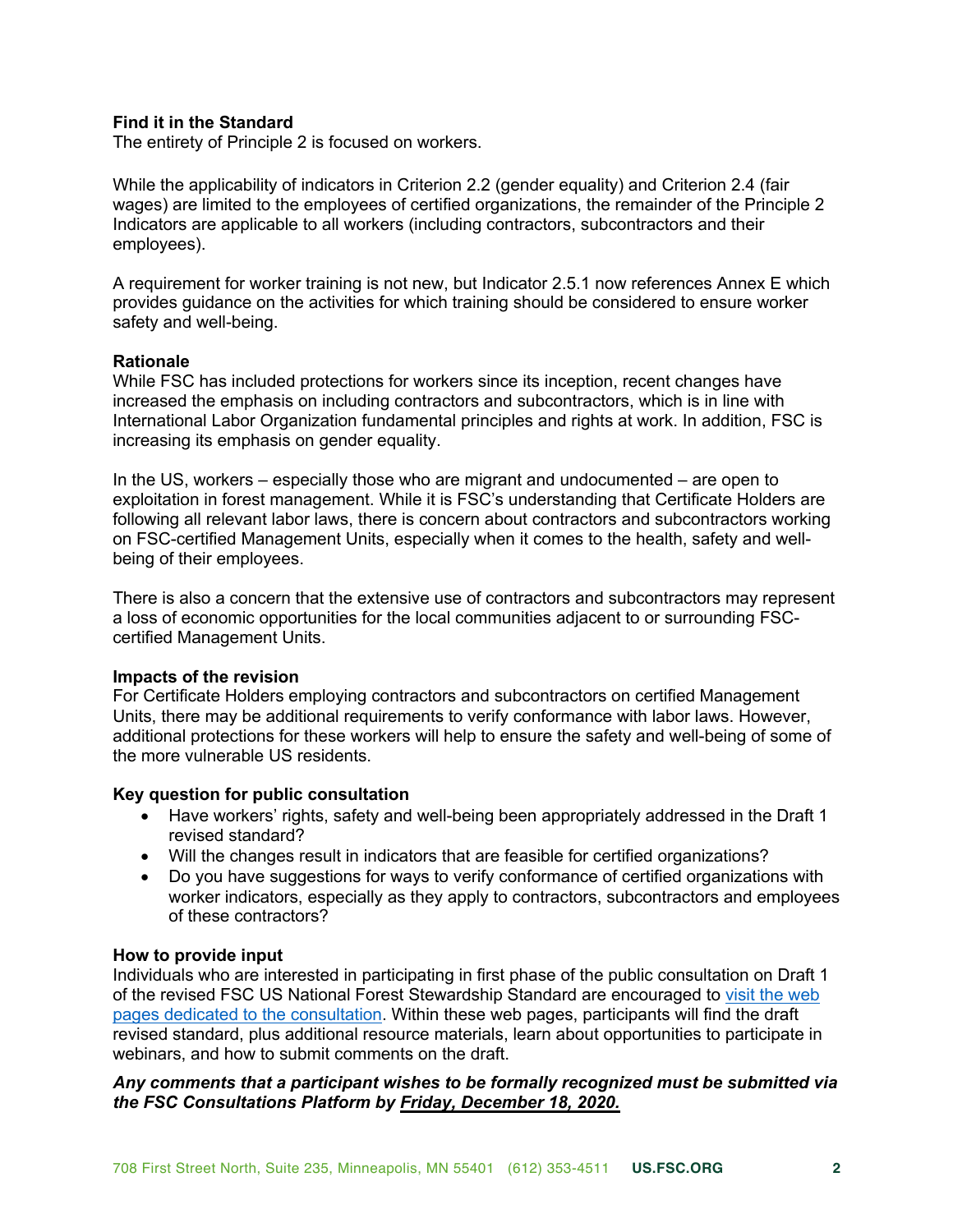**Find it in the Standard**

The entirety of Principle 2 is focused on workers.

While the applicability of indicators in Criterion 2.2 (gender equality) and Criterion 2.4 (fair wages) are limited to the employees of certified organizations, the remainder of the Principle 2 Indicators are applicable to all workers (including contractors, subcontractors and their employees).

A requirement for worker training is not new, but Indicator 2.5.1 now references Annex E which provides guidance on the activities for which training should be considered to ensure worker safety and well-being.

**Rationale**

While FSC has included protections for workers since its inception, recent changes have increased the emphasis on including contractors and subcontractors, which is in line with International Labor Organization fundamental principles and rights at work. In addition, FSC is increasing its emphasis on gender equality.

In the US, workers – especially those who are migrant and undocumented – are open to exploitation in forest management. While it is FSC's understanding that Certificate Holders are following all relevant labor laws, there is concern about contractors and subcontractors working on FSC-certified Management Units, especially when it comes to the health, safety and well-being of their employees.

There is also a concern that the extensive use of contractors and subcontractors may represent a loss of economic opportunities for the local communities adjacent to or surrounding FSC-certified Management Units.

**Impacts of the revision**

For Certificate Holders employing contractors and subcontractors on certified Management Units, there may be additional requirements to verify conformance with labor laws. However, additional protections for these workers will help to ensure the safety and well-being of some of the more vulnerable US residents.

**Key question for public consultation**

- Have workers' rights, safety and well-being been appropriately addressed in the Draft 1 revised standard?
- Will the changes result in indicators that are feasible for certified organizations?
- Do you have suggestions for ways to verify conformance of certified organizations with worker indicators, especially as they apply to contractors, subcontractors and employees of these contractors?

**How to provide input**

Individuals who are interested in participating in first phase of the public consultation on Draft 1 of the revised FSC US National Forest Stewardship Standard are encouraged to visit the web pages dedicated to the consultation. Within these web pages, participants will find the draft revised standard, plus additional resource materials, learn about opportunities to participate in webinars, and how to submit comments on the draft.

***Any comments that a participant wishes to be formally recognized must be submitted via the FSC Consultations Platform by Friday, December 18, 2020.***